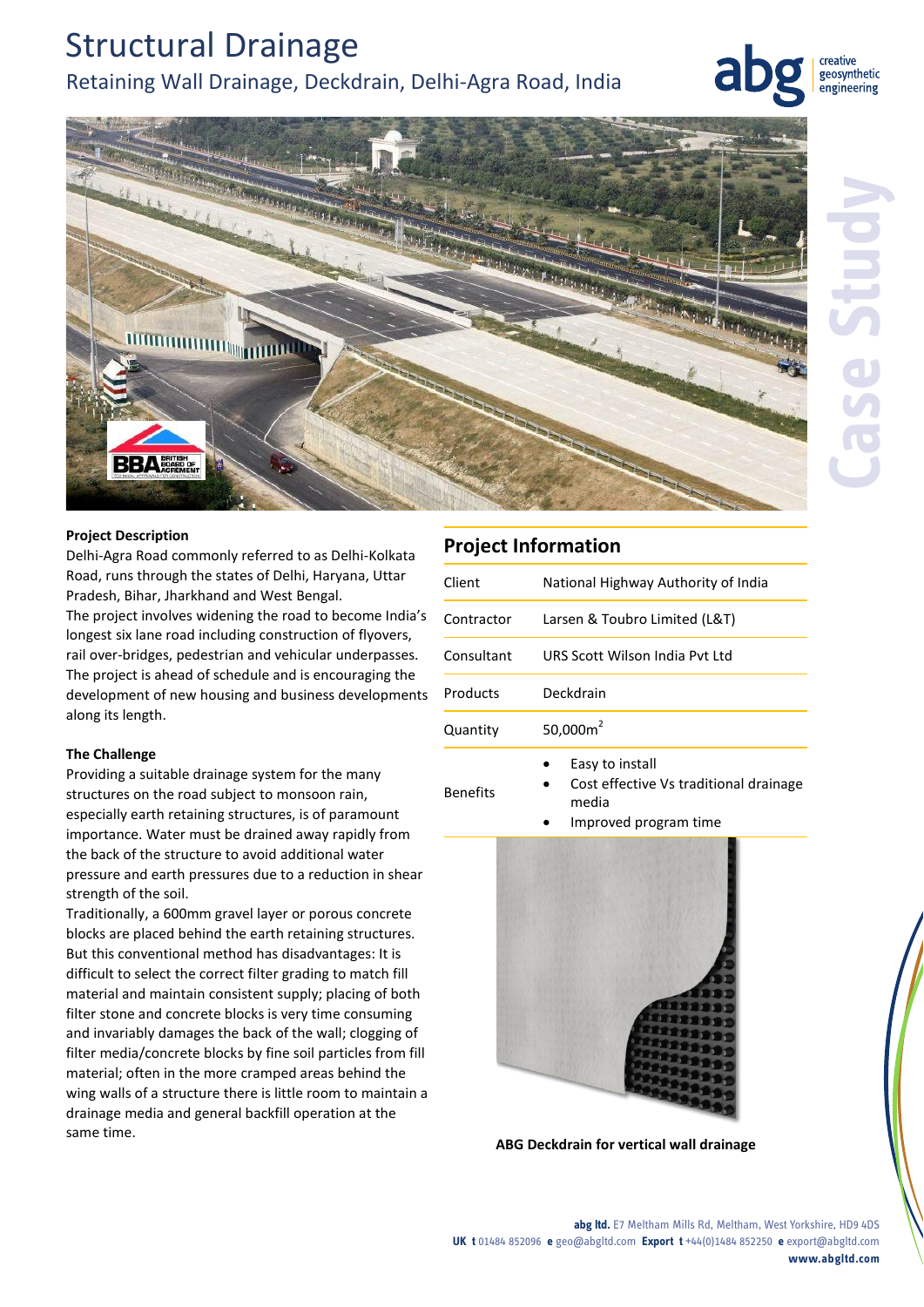# Structural Drainage

## Retaining Wall Drainage, Deckdrain, Delhi-Agra Road, India

**Project Description**

Delhi-Agra Road commonly referred to as Delhi-Kolkata Road, runs through the states of Delhi, Haryana, Uttar Pradesh, Bihar, Jharkhand and West Bengal.
The project involves widening the road to become India's longest six lane road including construction of flyovers, rail over-bridges, pedestrian and vehicular underpasses. The project is ahead of schedule and is encouraging the development of new housing and business developments along its length.

**The Challenge**

Providing a suitable drainage system for the many structures on the road subject to monsoon rain, especially earth retaining structures, is of paramount importance. Water must be drained away rapidly from the back of the structure to avoid additional water pressure and earth pressures due to a reduction in shear strength of the soil.
Traditionally, a 600mm gravel layer or porous concrete blocks are placed behind the earth retaining structures. But this conventional method has disadvantages: It is difficult to select the correct filter grading to match fill material and maintain consistent supply; placing of both filter stone and concrete blocks is very time consuming and invariably damages the back of the wall; clogging of filter media/concrete blocks by fine soil particles from fill material; often in the more cramped areas behind the wing walls of a structure there is little room to maintain a drainage media and general backfill operation at the same time.

## Project Information

| | |
|---|---|
| Client | National Highway Authority of India |
| Contractor | Larsen & Toubro Limited (L&T) |
| Consultant | URS Scott Wilson India Pvt Ltd |
| Products | Deckdrain |
| Quantity | 50,000m$^2$ |
| Benefits | • Easy to install<br>• Cost effective Vs traditional drainage media<br>• Improved program time |

ABG Deckdrain for vertical wall drainage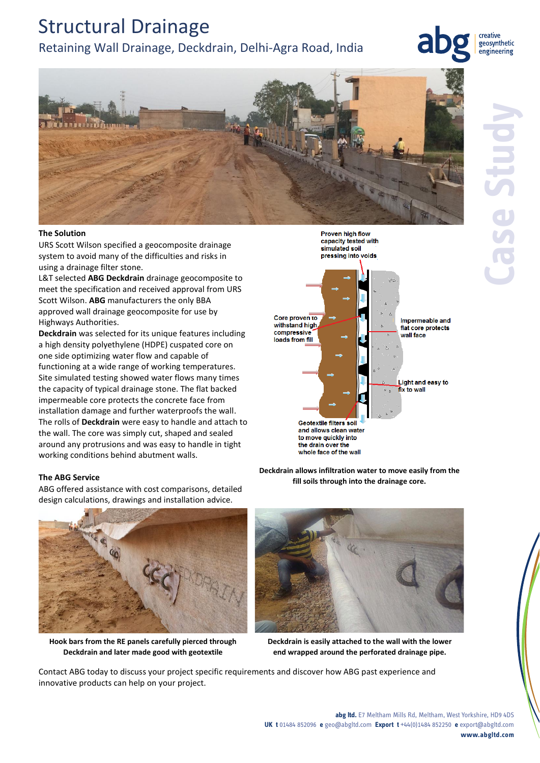# Structural Drainage

## Retaining Wall Drainage, Deckdrain, Delhi-Agra Road, India

### The Solution

URS Scott Wilson specified a geocomposite drainage system to avoid many of the difficulties and risks in using a drainage filter stone.

L&T selected **ABG Deckdrain** drainage geocomposite to meet the specification and received approval from URS Scott Wilson. **ABG** manufacturers the only BBA approved wall drainage geocomposite for use by Highways Authorities.

**Deckdrain** was selected for its unique features including a high density polyethylene (HDPE) cuspated core on one side optimizing water flow and capable of functioning at a wide range of working temperatures. Site simulated testing showed water flows many times the capacity of typical drainage stone. The flat backed impermeable core protects the concrete face from installation damage and further waterproofs the wall. The rolls of **Deckdrain** were easy to handle and attach to the wall. The core was simply cut, shaped and sealed around any protrusions and was easy to handle in tight working conditions behind abutment walls.

Proven high flow capacity tested with simulated soil pressing into voids

Core proven to withstand high compressive loads from fill

Impermeable and flat core protects wall face

Light and easy to fix to wall

Geotextile filters soil and allows clean water to move quickly into the drain over the whole face of the wall

**Deckdrain allows infiltration water to move easily from the fill soils through into the drainage core.**

### The ABG Service

ABG offered assistance with cost comparisons, detailed design calculations, drawings and installation advice.

**Hook bars from the RE panels carefully pierced through Deckdrain and later made good with geotextile**

**Deckdrain is easily attached to the wall with the lower end wrapped around the perforated drainage pipe.**

Contact ABG today to discuss your project specific requirements and discover how ABG past experience and innovative products can help on your project.

**abg ltd.** E7 Meltham Mills Rd, Meltham, West Yorkshire, HD9 4DS
**UK t** 01484 852096 **e** geo@abgltd.com **Export t** +44(0)1484 852250 **e** export@abgltd.com
**www.abgltd.com**